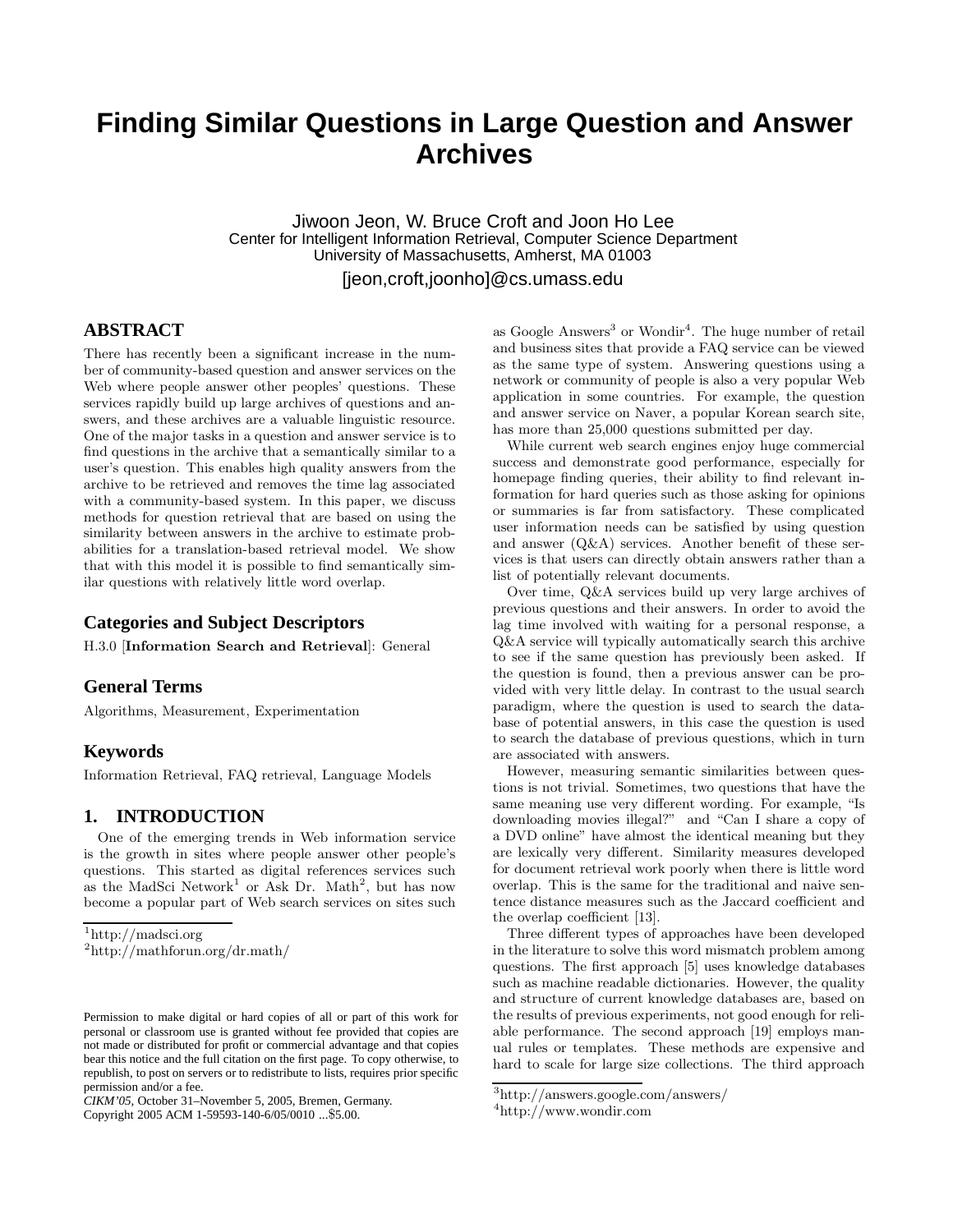# Finding Similar Questions in Large Question and Answer Archives

Jiwoon Jeon, W. Bruce Croft and Joon Ho Lee
Center for Intelligent Information Retrieval, Computer Science Department
University of Massachusetts, Amherst, MA 01003
[jeon,croft,joonho]@cs.umass.edu

## ABSTRACT

There has recently been a significant increase in the number of community-based question and answer services on the Web where people answer other peoples' questions. These services rapidly build up large archives of questions and answers, and these archives are a valuable linguistic resource. One of the major tasks in a question and answer service is to find questions in the archive that a semantically similar to a user's question. This enables high quality answers from the archive to be retrieved and removes the time lag associated with a community-based system. In this paper, we discuss methods for question retrieval that are based on using the similarity between answers in the archive to estimate probabilities for a translation-based retrieval model. We show that with this model it is possible to find semantically similar questions with relatively little word overlap.

## Categories and Subject Descriptors

H.3.0 [**Information Search and Retrieval**]: General

## General Terms

Algorithms, Measurement, Experimentation

## Keywords

Information Retrieval, FAQ retrieval, Language Models

## 1. INTRODUCTION

One of the emerging trends in Web information service is the growth in sites where people answer other people's questions. This started as digital references services such as the MadSci Network[1] or Ask Dr. Math[2], but has now become a popular part of Web search services on sites such as Google Answers[3] or Wondir[4]. The huge number of retail and business sites that provide a FAQ service can be viewed as the same type of system. Answering questions using a network or community of people is also a very popular Web application in some countries. For example, the question and answer service on Naver, a popular Korean search site, has more than 25,000 questions submitted per day.

While current web search engines enjoy huge commercial success and demonstrate good performance, especially for homepage finding queries, their ability to find relevant information for hard queries such as those asking for opinions or summaries is far from satisfactory. These complicated user information needs can be satisfied by using question and answer (Q&A) services. Another benefit of these services is that users can directly obtain answers rather than a list of potentially relevant documents.

Over time, Q&A services build up very large archives of previous questions and their answers. In order to avoid the lag time involved with waiting for a personal response, a Q&A service will typically automatically search this archive to see if the same question has previously been asked. If the question is found, then a previous answer can be provided with very little delay. In contrast to the usual search paradigm, where the question is used to search the database of potential answers, in this case the question is used to search the database of previous questions, which in turn are associated with answers.

However, measuring semantic similarities between questions is not trivial. Sometimes, two questions that have the same meaning use very different wording. For example, "Is downloading movies illegal?" and "Can I share a copy of a DVD online" have almost the identical meaning but they are lexically very different. Similarity measures developed for document retrieval work poorly when there is little word overlap. This is the same for the traditional and naive sentence distance measures such as the Jaccard coefficient and the overlap coefficient [13].

Three different types of approaches have been developed in the literature to solve this word mismatch problem among questions. The first approach [5] uses knowledge databases such as machine readable dictionaries. However, the quality and structure of current knowledge databases are, based on the results of previous experiments, not good enough for reliable performance. The second approach [19] employs manual rules or templates. These methods are expensive and hard to scale for large size collections. The third approach

[1] http://madsci.org

[2] http://mathforun.org/dr.math/

[3] http://answers.google.com/answers/

[4] http://www.wondir.com

Permission to make digital or hard copies of all or part of this work for personal or classroom use is granted without fee provided that copies are not made or distributed for profit or commercial advantage and that copies bear this notice and the full citation on the first page. To copy otherwise, to republish, to post on servers or to redistribute to lists, requires prior specific permission and/or a fee.
*CIKM'05,* October 31–November 5, 2005, Bremen, Germany.
Copyright 2005 ACM 1-59593-140-6/05/0010 ...$5.00.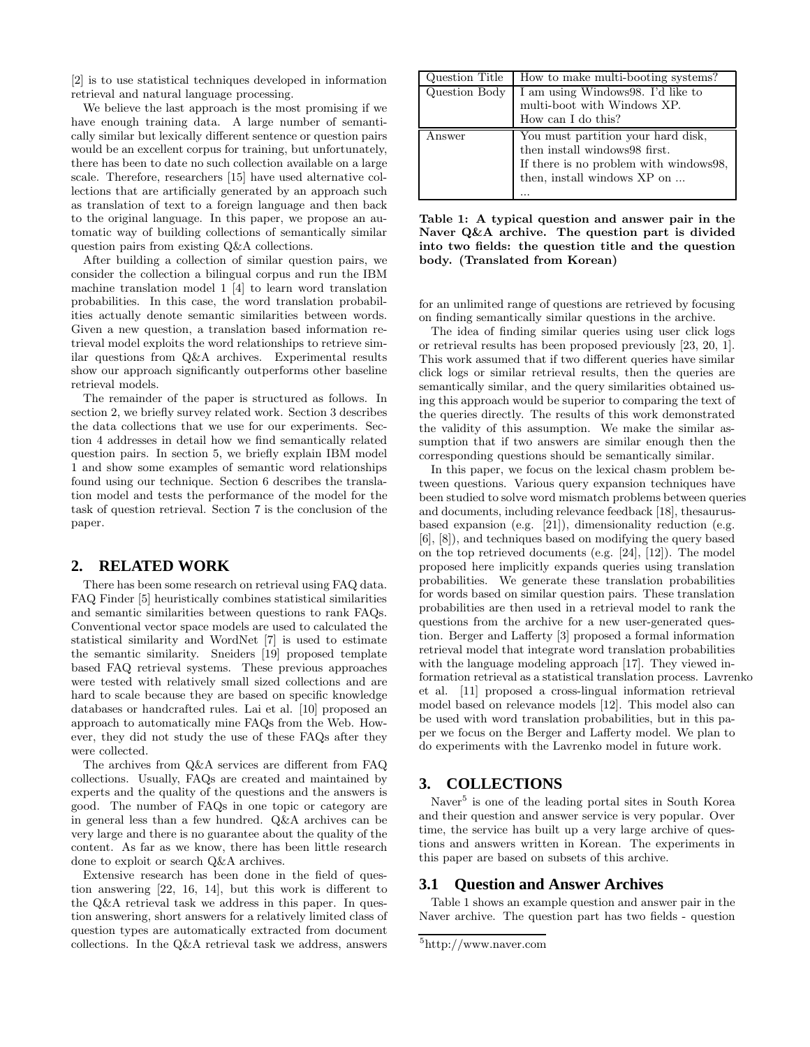[2] is to use statistical techniques developed in information retrieval and natural language processing.

We believe the last approach is the most promising if we have enough training data. A large number of semantically similar but lexically different sentence or question pairs would be an excellent corpus for training, but unfortunately, there has been to date no such collection available on a large scale. Therefore, researchers [15] have used alternative collections that are artificially generated by an approach such as translation of text to a foreign language and then back to the original language. In this paper, we propose an automatic way of building collections of semantically similar question pairs from existing Q&A collections.

After building a collection of similar question pairs, we consider the collection a bilingual corpus and run the IBM machine translation model 1 [4] to learn word translation probabilities. In this case, the word translation probabilities actually denote semantic similarities between words. Given a new question, a translation based information retrieval model exploits the word relationships to retrieve similar questions from Q&A archives. Experimental results show our approach significantly outperforms other baseline retrieval models.

The remainder of the paper is structured as follows. In section 2, we briefly survey related work. Section 3 describes the data collections that we use for our experiments. Section 4 addresses in detail how we find semantically related question pairs. In section 5, we briefly explain IBM model 1 and show some examples of semantic word relationships found using our technique. Section 6 describes the translation model and tests the performance of the model for the task of question retrieval. Section 7 is the conclusion of the paper.

## 2. RELATED WORK

There has been some research on retrieval using FAQ data. FAQ Finder [5] heuristically combines statistical similarities and semantic similarities between questions to rank FAQs. Conventional vector space models are used to calculated the statistical similarity and WordNet [7] is used to estimate the semantic similarity. Sneiders [19] proposed template based FAQ retrieval systems. These previous approaches were tested with relatively small sized collections and are hard to scale because they are based on specific knowledge databases or handcrafted rules. Lai et al. [10] proposed an approach to automatically mine FAQs from the Web. However, they did not study the use of these FAQs after they were collected.

The archives from Q&A services are different from FAQ collections. Usually, FAQs are created and maintained by experts and the quality of the questions and the answers is good. The number of FAQs in one topic or category are in general less than a few hundred. Q&A archives can be very large and there is no guarantee about the quality of the content. As far as we know, there has been little research done to exploit or search Q&A archives.

Extensive research has been done in the field of question answering [22, 16, 14], but this work is different to the Q&A retrieval task we address in this paper. In question answering, short answers for a relatively limited class of question types are automatically extracted from document collections. In the Q&A retrieval task we address, answers for an unlimited range of questions are retrieved by focusing on finding semantically similar questions in the archive.

The idea of finding similar queries using user click logs or retrieval results has been proposed previously [23, 20, 1]. This work assumed that if two different queries have similar click logs or similar retrieval results, then the queries are semantically similar, and the query similarities obtained using this approach would be superior to comparing the text of the queries directly. The results of this work demonstrated the validity of this assumption. We make the similar assumption that if two answers are similar enough then the corresponding questions should be semantically similar.

In this paper, we focus on the lexical chasm problem between questions. Various query expansion techniques have been studied to solve word mismatch problems between queries and documents, including relevance feedback [18], thesaurus-based expansion (e.g. [21]), dimensionality reduction (e.g. [6], [8]), and techniques based on modifying the query based on the top retrieved documents (e.g. [24], [12]). The model proposed here implicitly expands queries using translation probabilities. We generate these translation probabilities for words based on similar question pairs. These translation probabilities are then used in a retrieval model to rank the questions from the archive for a new user-generated question. Berger and Lafferty [3] proposed a formal information retrieval model that integrate word translation probabilities with the language modeling approach [17]. They viewed information retrieval as a statistical translation process. Lavrenko et al. [11] proposed a cross-lingual information retrieval model based on relevance models [12]. This model also can be used with word translation probabilities, but in this paper we focus on the Berger and Lafferty model. We plan to do experiments with the Lavrenko model in future work.

## 3. COLLECTIONS

Naver[5] is one of the leading portal sites in South Korea and their question and answer service is very popular. Over time, the service has built up a very large archive of questions and answers written in Korean. The experiments in this paper are based on subsets of this archive.

### 3.1 Question and Answer Archives

Table 1 shows an example question and answer pair in the Naver archive. The question part has two fields - question

| Question Title | How to make multi-booting systems? |
|---|---|
| Question Body | I am using Windows98. I'd like to multi-boot with Windows XP. How can I do this? |
| Answer | You must partition your hard disk, then install windows98 first. If there is no problem with windows98, then, install windows XP on ... ... |

**Table 1: A typical question and answer pair in the Naver Q&A archive. The question part is divided into two fields: the question title and the question body. (Translated from Korean)**

[5]http://www.naver.com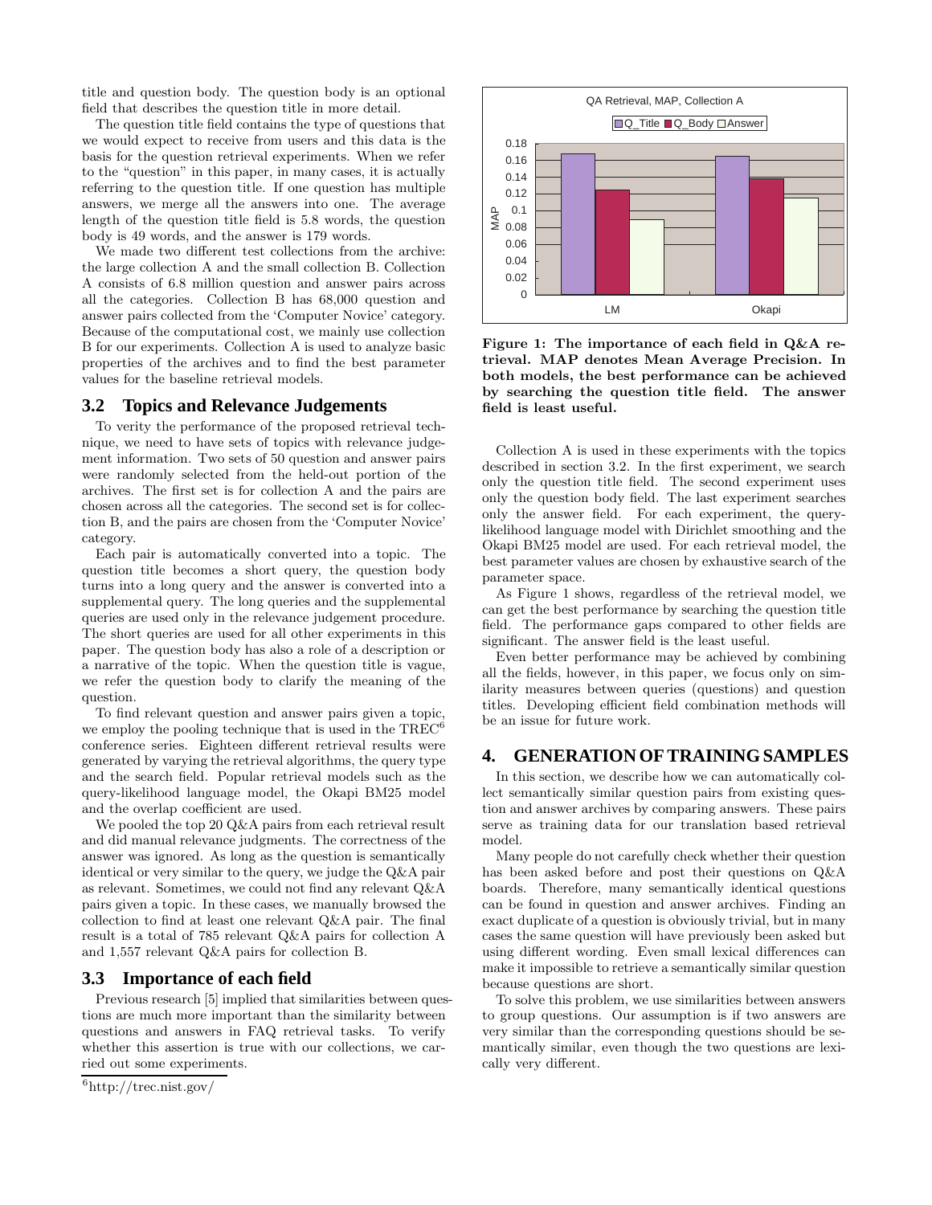title and question body. The question body is an optional field that describes the question title in more detail.

The question title field contains the type of questions that we would expect to receive from users and this data is the basis for the question retrieval experiments. When we refer to the "question" in this paper, in many cases, it is actually referring to the question title. If one question has multiple answers, we merge all the answers into one. The average length of the question title field is 5.8 words, the question body is 49 words, and the answer is 179 words.

We made two different test collections from the archive: the large collection A and the small collection B. Collection A consists of 6.8 million question and answer pairs across all the categories. Collection B has 68,000 question and answer pairs collected from the 'Computer Novice' category. Because of the computational cost, we mainly use collection B for our experiments. Collection A is used to analyze basic properties of the archives and to find the best parameter values for the baseline retrieval models.

## 3.2 Topics and Relevance Judgements

To verity the performance of the proposed retrieval technique, we need to have sets of topics with relevance judgement information. Two sets of 50 question and answer pairs were randomly selected from the held-out portion of the archives. The first set is for collection A and the pairs are chosen across all the categories. The second set is for collection B, and the pairs are chosen from the 'Computer Novice' category.

Each pair is automatically converted into a topic. The question title becomes a short query, the question body turns into a long query and the answer is converted into a supplemental query. The long queries and the supplemental queries are used only in the relevance judgement procedure. The short queries are used for all other experiments in this paper. The question body has also a role of a description or a narrative of the topic. When the question title is vague, we refer the question body to clarify the meaning of the question.

To find relevant question and answer pairs given a topic, we employ the pooling technique that is used in the TREC[6] conference series. Eighteen different retrieval results were generated by varying the retrieval algorithms, the query type and the search field. Popular retrieval models such as the query-likelihood language model, the Okapi BM25 model and the overlap coefficient are used.

We pooled the top 20 Q&A pairs from each retrieval result and did manual relevance judgments. The correctness of the answer was ignored. As long as the question is semantically identical or very similar to the query, we judge the Q&A pair as relevant. Sometimes, we could not find any relevant Q&A pairs given a topic. In these cases, we manually browsed the collection to find at least one relevant Q&A pair. The final result is a total of 785 relevant Q&A pairs for collection A and 1,557 relevant Q&A pairs for collection B.

## 3.3 Importance of each field

Previous research [5] implied that similarities between questions are much more important than the similarity between questions and answers in FAQ retrieval tasks. To verify whether this assertion is true with our collections, we carried out some experiments.

[6] http://trec.nist.gov/

**Figure 1: The importance of each field in Q&A retrieval. MAP denotes Mean Average Precision. In both models, the best performance can be achieved by searching the question title field. The answer field is least useful.**

Collection A is used in these experiments with the topics described in section 3.2. In the first experiment, we search only the question title field. The second experiment uses only the question body field. The last experiment searches only the answer field. For each experiment, the query-likelihood language model with Dirichlet smoothing and the Okapi BM25 model are used. For each retrieval model, the best parameter values are chosen by exhaustive search of the parameter space.

As Figure 1 shows, regardless of the retrieval model, we can get the best performance by searching the question title field. The performance gaps compared to other fields are significant. The answer field is the least useful.

Even better performance may be achieved by combining all the fields, however, in this paper, we focus only on similarity measures between queries (questions) and question titles. Developing efficient field combination methods will be an issue for future work.

# 4. GENERATION OF TRAINING SAMPLES

In this section, we describe how we can automatically collect semantically similar question pairs from existing question and answer archives by comparing answers. These pairs serve as training data for our translation based retrieval model.

Many people do not carefully check whether their question has been asked before and post their questions on Q&A boards. Therefore, many semantically identical questions can be found in question and answer archives. Finding an exact duplicate of a question is obviously trivial, but in many cases the same question will have previously been asked but using different wording. Even small lexical differences can make it impossible to retrieve a semantically similar question because questions are short.

To solve this problem, we use similarities between answers to group questions. Our assumption is if two answers are very similar than the corresponding questions should be semantically similar, even though the two questions are lexically very different.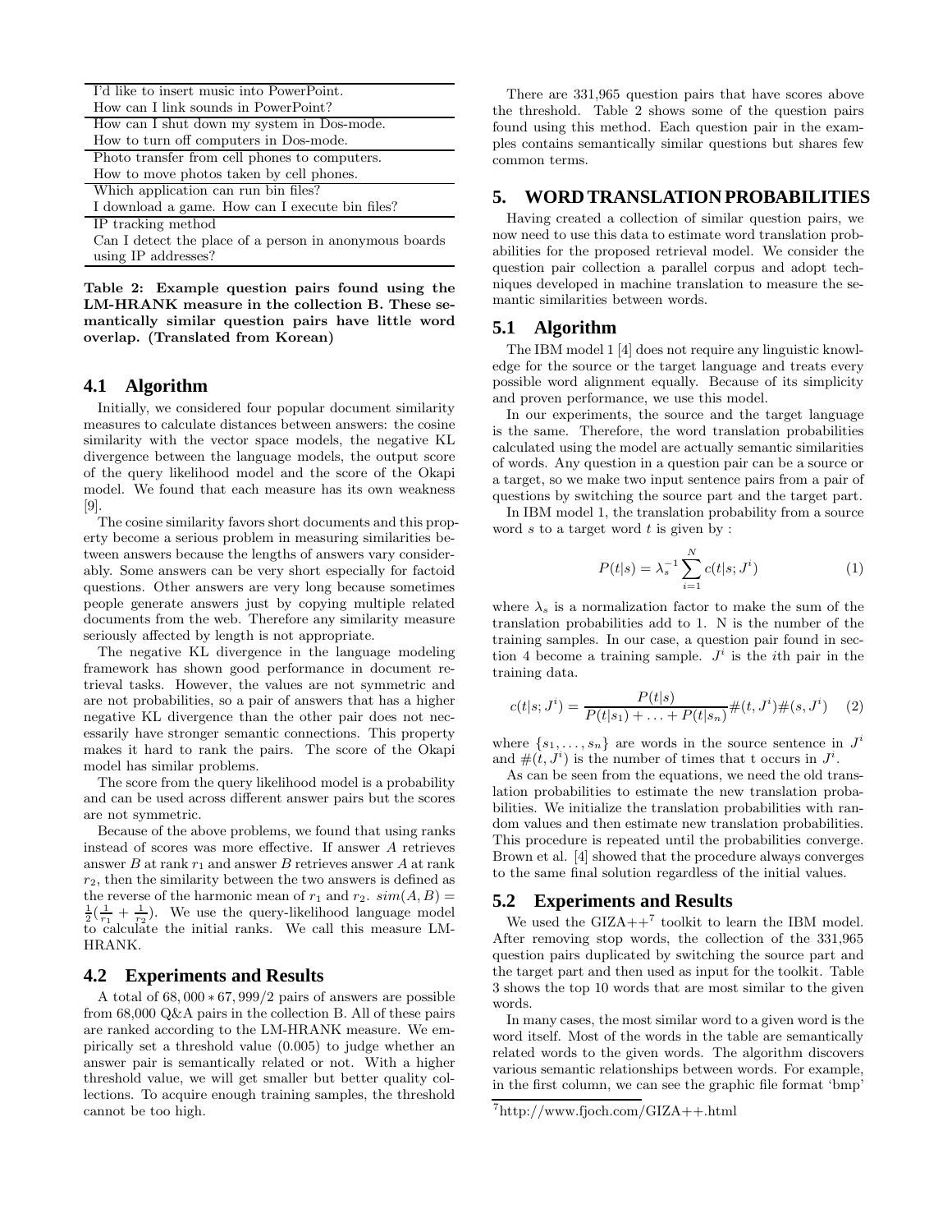| |
|---|
| I'd like to insert music into PowerPoint. |
| How can I link sounds in PowerPoint? |
| How can I shut down my system in Dos-mode. |
| How to turn off computers in Dos-mode. |
| Photo transfer from cell phones to computers. |
| How to move photos taken by cell phones. |
| Which application can run bin files? |
| I download a game. How can I execute bin files? |
| IP tracking method |
| Can I detect the place of a person in anonymous boards using IP addresses? |

**Table 2: Example question pairs found using the LM-HRANK measure in the collection B. These semantically similar question pairs have little word overlap. (Translated from Korean)**

## 4.1 Algorithm

Initially, we considered four popular document similarity measures to calculate distances between answers: the cosine similarity with the vector space models, the negative KL divergence between the language models, the output score of the query likelihood model and the score of the Okapi model. We found that each measure has its own weakness [9].

The cosine similarity favors short documents and this property become a serious problem in measuring similarities between answers because the lengths of answers vary considerably. Some answers can be very short especially for factoid questions. Other answers are very long because sometimes people generate answers just by copying multiple related documents from the web. Therefore any similarity measure seriously affected by length is not appropriate.

The negative KL divergence in the language modeling framework has shown good performance in document retrieval tasks. However, the values are not symmetric and are not probabilities, so a pair of answers that has a higher negative KL divergence than the other pair does not necessarily have stronger semantic connections. This property makes it hard to rank the pairs. The score of the Okapi model has similar problems.

The score from the query likelihood model is a probability and can be used across different answer pairs but the scores are not symmetric.

Because of the above problems, we found that using ranks instead of scores was more effective. If answer $A$ retrieves answer $B$ at rank $r_1$ and answer $B$ retrieves answer $A$ at rank $r_2$, then the similarity between the two answers is defined as the reverse of the harmonic mean of $r_1$ and $r_2$. $sim(A, B) = \frac{1}{2}(\frac{1}{r_1} + \frac{1}{r_2})$. We use the query-likelihood language model to calculate the initial ranks. We call this measure LM-HRANK.

## 4.2 Experiments and Results

A total of $68,000 * 67,999/2$ pairs of answers are possible from 68,000 Q&A pairs in the collection B. All of these pairs are ranked according to the LM-HRANK measure. We empirically set a threshold value (0.005) to judge whether an answer pair is semantically related or not. With a higher threshold value, we will get smaller but better quality collections. To acquire enough training samples, the threshold cannot be too high.

There are 331,965 question pairs that have scores above the threshold. Table 2 shows some of the question pairs found using this method. Each question pair in the examples contains semantically similar questions but shares few common terms.

# 5. WORD TRANSLATION PROBABILITIES

Having created a collection of similar question pairs, we now need to use this data to estimate word translation probabilities for the proposed retrieval model. We consider the question pair collection a parallel corpus and adopt techniques developed in machine translation to measure the semantic similarities between words.

## 5.1 Algorithm

The IBM model 1 [4] does not require any linguistic knowledge for the source or the target language and treats every possible word alignment equally. Because of its simplicity and proven performance, we use this model.

In our experiments, the source and the target language is the same. Therefore, the word translation probabilities calculated using the model are actually semantic similarities of words. Any question in a question pair can be a source or a target, so we make two input sentence pairs from a pair of questions by switching the source part and the target part.

In IBM model 1, the translation probability from a source word $s$ to a target word $t$ is given by :

$$P(t|s) = \lambda_s^{-1} \sum_{i=1}^{N} c(t|s; J^i) \quad (1)$$

where $\lambda_s$ is a normalization factor to make the sum of the translation probabilities add to 1. N is the number of the training samples. In our case, a question pair found in section 4 become a training sample. $J^i$ is the $i$th pair in the training data.

$$c(t|s; J^i) = \frac{P(t|s)}{P(t|s_1) + \ldots + P(t|s_n)} \#(t, J^i)\#(s, J^i) \quad (2)$$

where $\{s_1, \ldots, s_n\}$ are words in the source sentence in $J^i$ and $\#(t, J^i)$ is the number of times that t occurs in $J^i$.

As can be seen from the equations, we need the old translation probabilities to estimate the new translation probabilities. We initialize the translation probabilities with random values and then estimate new translation probabilities. This procedure is repeated until the probabilities converge. Brown et al. [4] showed that the procedure always converges to the same final solution regardless of the initial values.

## 5.2 Experiments and Results

We used the GIZA++[7] toolkit to learn the IBM model. After removing stop words, the collection of the 331,965 question pairs duplicated by switching the source part and the target part and then used as input for the toolkit. Table 3 shows the top 10 words that are most similar to the given words.

In many cases, the most similar word to a given word is the word itself. Most of the words in the table are semantically related words to the given words. The algorithm discovers various semantic relationships between words. For example, in the first column, we can see the graphic file format 'bmp'

[7] http://www.fjoch.com/GIZA++.html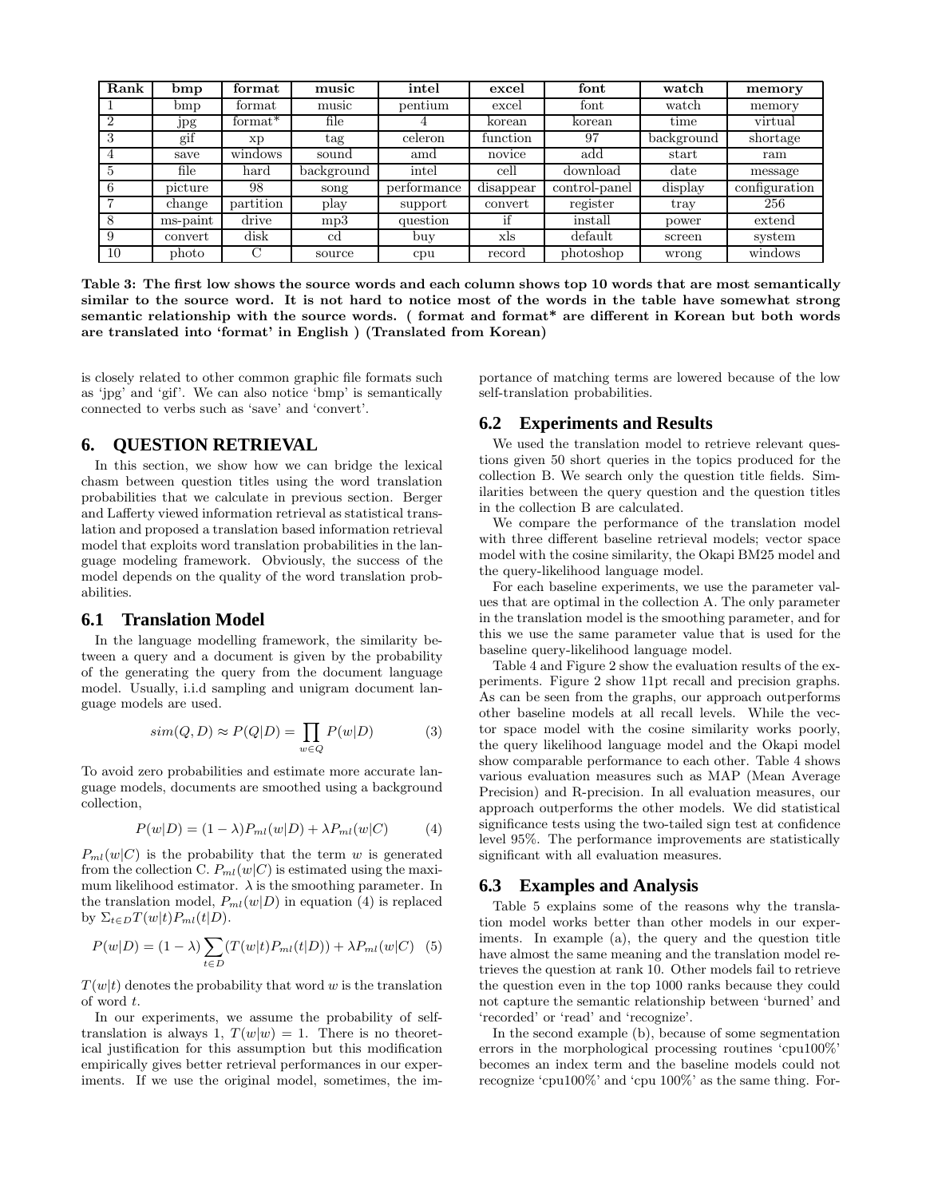| Rank | bmp | format | music | intel | excel | font | watch | memory |
|---|---|---|---|---|---|---|---|---|
| 1 | bmp | format | music | pentium | excel | font | watch | memory |
| 2 | jpg | format* | file | 4 | korean | korean | time | virtual |
| 3 | gif | xp | tag | celeron | function | 97 | background | shortage |
| 4 | save | windows | sound | amd | novice | add | start | ram |
| 5 | file | hard | background | intel | cell | download | date | message |
| 6 | picture | 98 | song | performance | disappear | control-panel | display | configuration |
| 7 | change | partition | play | support | convert | register | tray | 256 |
| 8 | ms-paint | drive | mp3 | question | if | install | power | extend |
| 9 | convert | disk | cd | buy | xls | default | screen | system |
| 10 | photo | C | source | cpu | record | photoshop | wrong | windows |

**Table 3: The first low shows the source words and each column shows top 10 words that are most semantically similar to the source word. It is not hard to notice most of the words in the table have somewhat strong semantic relationship with the source words. ( format and format* are different in Korean but both words are translated into 'format' in English ) (Translated from Korean)**

is closely related to other common graphic file formats such as 'jpg' and 'gif'. We can also notice 'bmp' is semantically connected to verbs such as 'save' and 'convert'.

## 6. QUESTION RETRIEVAL

In this section, we show how we can bridge the lexical chasm between question titles using the word translation probabilities that we calculate in previous section. Berger and Lafferty viewed information retrieval as statistical translation and proposed a translation based information retrieval model that exploits word translation probabilities in the language modeling framework. Obviously, the success of the model depends on the quality of the word translation probabilities.

### 6.1 Translation Model

In the language modelling framework, the similarity between a query and a document is given by the probability of the generating the query from the document language model. Usually, i.i.d sampling and unigram document language models are used.

$$sim(Q, D) \approx P(Q|D) = \prod_{w \in Q} P(w|D) \quad (3)$$

To avoid zero probabilities and estimate more accurate language models, documents are smoothed using a background collection,

$$P(w|D) = (1 - \lambda)P_{ml}(w|D) + \lambda P_{ml}(w|C) \quad (4)$$

$P_{ml}(w|C)$ is the probability that the term $w$ is generated from the collection C. $P_{ml}(w|C)$ is estimated using the maximum likelihood estimator. $\lambda$ is the smoothing parameter. In the translation model, $P_{ml}(w|D)$ in equation (4) is replaced by $\Sigma_{t \in D} T(w|t)P_{ml}(t|D)$.

$$P(w|D) = (1 - \lambda)\sum_{t \in D}(T(w|t)P_{ml}(t|D)) + \lambda P_{ml}(w|C) \quad (5)$$

$T(w|t)$ denotes the probability that word $w$ is the translation of word $t$.

In our experiments, we assume the probability of self-translation is always 1, $T(w|w) = 1$. There is no theoretical justification for this assumption but this modification empirically gives better retrieval performances in our experiments. If we use the original model, sometimes, the importance of matching terms are lowered because of the low self-translation probabilities.

### 6.2 Experiments and Results

We used the translation model to retrieve relevant questions given 50 short queries in the topics produced for the collection B. We search only the question title fields. Similarities between the query question and the question titles in the collection B are calculated.

We compare the performance of the translation model with three different baseline retrieval models; vector space model with the cosine similarity, the Okapi BM25 model and the query-likelihood language model.

For each baseline experiments, we use the parameter values that are optimal in the collection A. The only parameter in the translation model is the smoothing parameter, and for this we use the same parameter value that is used for the baseline query-likelihood language model.

Table 4 and Figure 2 show the evaluation results of the experiments. Figure 2 show 11pt recall and precision graphs. As can be seen from the graphs, our approach outperforms other baseline models at all recall levels. While the vector space model with the cosine similarity works poorly, the query likelihood language model and the Okapi model show comparable performance to each other. Table 4 shows various evaluation measures such as MAP (Mean Average Precision) and R-precision. In all evaluation measures, our approach outperforms the other models. We did statistical significance tests using the two-tailed sign test at confidence level 95%. The performance improvements are statistically significant with all evaluation measures.

### 6.3 Examples and Analysis

Table 5 explains some of the reasons why the translation model works better than other models in our experiments. In example (a), the query and the question title have almost the same meaning and the translation model retrieves the question at rank 10. Other models fail to retrieve the question even in the top 1000 ranks because they could not capture the semantic relationship between 'burned' and 'recorded' or 'read' and 'recognize'.

In the second example (b), because of some segmentation errors in the morphological processing routines 'cpu100%' becomes an index term and the baseline models could not recognize 'cpu100%' and 'cpu 100%' as the same thing. For-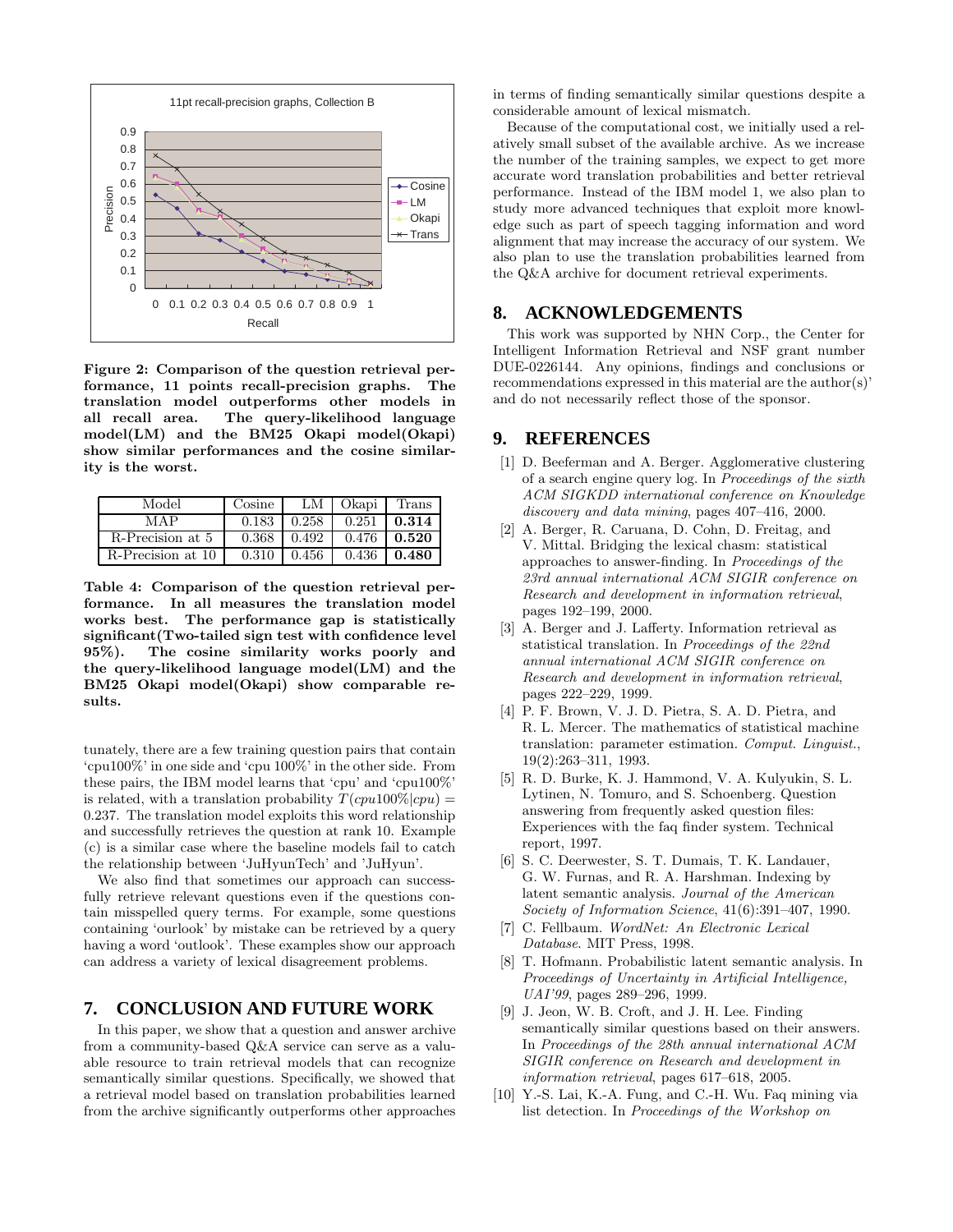Figure 2: Comparison of the question retrieval performance, 11 points recall-precision graphs. The translation model outperforms other models in all recall area. The query-likelihood language model(LM) and the BM25 Okapi model(Okapi) show similar performances and the cosine similarity is the worst.

| Model | Cosine | LM | Okapi | Trans |
|---|---|---|---|---|
| MAP | 0.183 | 0.258 | 0.251 | **0.314** |
| R-Precision at 5 | 0.368 | 0.492 | 0.476 | **0.520** |
| R-Precision at 10 | 0.310 | 0.456 | 0.436 | **0.480** |

**Table 4: Comparison of the question retrieval performance. In all measures the translation model works best. The performance gap is statistically significant(Two-tailed sign test with confidence level 95%). The cosine similarity works poorly and the query-likelihood language model(LM) and the BM25 Okapi model(Okapi) show comparable results.**

tunately, there are a few training question pairs that contain 'cpu100%' in one side and 'cpu 100%' in the other side. From these pairs, the IBM model learns that 'cpu' and 'cpu100%' is related, with a translation probability $T(cpu100\%|cpu) = 0.237$. The translation model exploits this word relationship and successfully retrieves the question at rank 10. Example (c) is a similar case where the baseline models fail to catch the relationship between 'JuHyunTech' and 'JuHyun'.

We also find that sometimes our approach can successfully retrieve relevant questions even if the questions contain misspelled query terms. For example, some questions containing 'ourlook' by mistake can be retrieved by a query having a word 'outlook'. These examples show our approach can address a variety of lexical disagreement problems.

## 7. CONCLUSION AND FUTURE WORK

In this paper, we show that a question and answer archive from a community-based Q&A service can serve as a valuable resource to train retrieval models that can recognize semantically similar questions. Specifically, we showed that a retrieval model based on translation probabilities learned from the archive significantly outperforms other approaches in terms of finding semantically similar questions despite a considerable amount of lexical mismatch.

Because of the computational cost, we initially used a relatively small subset of the available archive. As we increase the number of the training samples, we expect to get more accurate word translation probabilities and better retrieval performance. Instead of the IBM model 1, we also plan to study more advanced techniques that exploit more knowledge such as part of speech tagging information and word alignment that may increase the accuracy of our system. We also plan to use the translation probabilities learned from the Q&A archive for document retrieval experiments.

## 8. ACKNOWLEDGEMENTS

This work was supported by NHN Corp., the Center for Intelligent Information Retrieval and NSF grant number DUE-0226144. Any opinions, findings and conclusions or recommendations expressed in this material are the author(s)' and do not necessarily reflect those of the sponsor.

## 9. REFERENCES

[1] D. Beeferman and A. Berger. Agglomerative clustering of a search engine query log. In *Proceedings of the sixth ACM SIGKDD international conference on Knowledge discovery and data mining*, pages 407–416, 2000.

[2] A. Berger, R. Caruana, D. Cohn, D. Freitag, and V. Mittal. Bridging the lexical chasm: statistical approaches to answer-finding. In *Proceedings of the 23rd annual international ACM SIGIR conference on Research and development in information retrieval*, pages 192–199, 2000.

[3] A. Berger and J. Lafferty. Information retrieval as statistical translation. In *Proceedings of the 22nd annual international ACM SIGIR conference on Research and development in information retrieval*, pages 222–229, 1999.

[4] P. F. Brown, V. J. D. Pietra, S. A. D. Pietra, and R. L. Mercer. The mathematics of statistical machine translation: parameter estimation. *Comput. Linguist.*, 19(2):263–311, 1993.

[5] R. D. Burke, K. J. Hammond, V. A. Kulyukin, S. L. Lytinen, N. Tomuro, and S. Schoenberg. Question answering from frequently asked question files: Experiences with the faq finder system. Technical report, 1997.

[6] S. C. Deerwester, S. T. Dumais, T. K. Landauer, G. W. Furnas, and R. A. Harshman. Indexing by latent semantic analysis. *Journal of the American Society of Information Science*, 41(6):391–407, 1990.

[7] C. Fellbaum. *WordNet: An Electronic Lexical Database*. MIT Press, 1998.

[8] T. Hofmann. Probabilistic latent semantic analysis. In *Proceedings of Uncertainty in Artificial Intelligence, UAI'99*, pages 289–296, 1999.

[9] J. Jeon, W. B. Croft, and J. H. Lee. Finding semantically similar questions based on their answers. In *Proceedings of the 28th annual international ACM SIGIR conference on Research and development in information retrieval*, pages 617–618, 2005.

[10] Y.-S. Lai, K.-A. Fung, and C.-H. Wu. Faq mining via list detection. In *Proceedings of the Workshop on*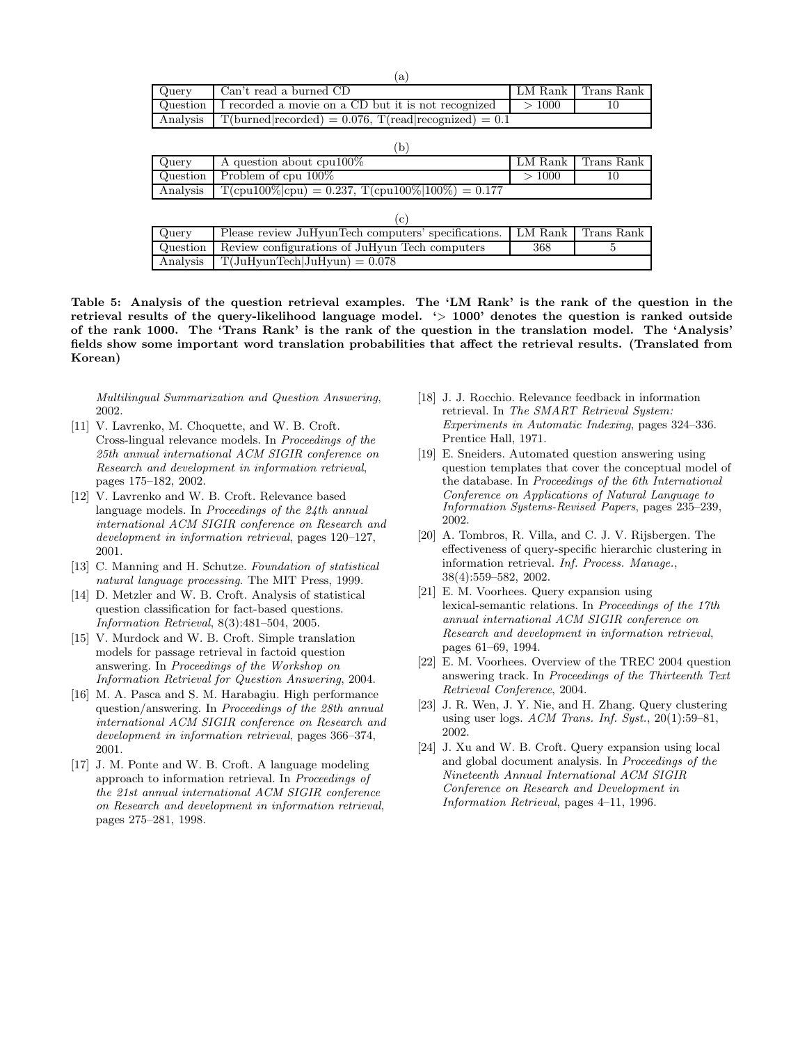(a)

| | | | |
|---|---|---|---|
| Query | Can't read a burned CD | LM Rank | Trans Rank |
| Question | I recorded a movie on a CD but it is not recognized | > 1000 | 10 |
| Analysis | T(burned\|recorded) = 0.076, T(read\|recognized) = 0.1 | | |

(b)

| | | | |
|---|---|---|---|
| Query | A question about cpu100% | LM Rank | Trans Rank |
| Question | Problem of cpu 100% | > 1000 | 10 |
| Analysis | T(cpu100%\|cpu) = 0.237, T(cpu100%\|100%) = 0.177 | | |

(c)

| | | | |
|---|---|---|---|
| Query | Please review JuHyunTech computers' specifications. | LM Rank | Trans Rank |
| Question | Review configurations of JuHyun Tech computers | 368 | 5 |
| Analysis | T(JuHyunTech\|JuHyun) = 0.078 | | |

**Table 5: Analysis of the question retrieval examples. The 'LM Rank' is the rank of the question in the retrieval results of the query-likelihood language model. '> 1000' denotes the question is ranked outside of the rank 1000. The 'Trans Rank' is the rank of the question in the translation model. The 'Analysis' fields show some important word translation probabilities that affect the retrieval results. (Translated from Korean)**

*Multilingual Summarization and Question Answering*, 2002.

[11] V. Lavrenko, M. Choquette, and W. B. Croft. Cross-lingual relevance models. In *Proceedings of the 25th annual international ACM SIGIR conference on Research and development in information retrieval*, pages 175–182, 2002.

[12] V. Lavrenko and W. B. Croft. Relevance based language models. In *Proceedings of the 24th annual international ACM SIGIR conference on Research and development in information retrieval*, pages 120–127, 2001.

[13] C. Manning and H. Schutze. *Foundation of statistical natural language processing*. The MIT Press, 1999.

[14] D. Metzler and W. B. Croft. Analysis of statistical question classification for fact-based questions. *Information Retrieval*, 8(3):481–504, 2005.

[15] V. Murdock and W. B. Croft. Simple translation models for passage retrieval in factoid question answering. In *Proceedings of the Workshop on Information Retrieval for Question Answering*, 2004.

[16] M. A. Pasca and S. M. Harabagiu. High performance question/answering. In *Proceedings of the 28th annual international ACM SIGIR conference on Research and development in information retrieval*, pages 366–374, 2001.

[17] J. M. Ponte and W. B. Croft. A language modeling approach to information retrieval. In *Proceedings of the 21st annual international ACM SIGIR conference on Research and development in information retrieval*, pages 275–281, 1998.

[18] J. J. Rocchio. Relevance feedback in information retrieval. In *The SMART Retrieval System: Experiments in Automatic Indexing*, pages 324–336. Prentice Hall, 1971.

[19] E. Sneiders. Automated question answering using question templates that cover the conceptual model of the database. In *Proceedings of the 6th International Conference on Applications of Natural Language to Information Systems-Revised Papers*, pages 235–239, 2002.

[20] A. Tombros, R. Villa, and C. J. V. Rijsbergen. The effectiveness of query-specific hierarchic clustering in information retrieval. *Inf. Process. Manage.*, 38(4):559–582, 2002.

[21] E. M. Voorhees. Query expansion using lexical-semantic relations. In *Proceedings of the 17th annual international ACM SIGIR conference on Research and development in information retrieval*, pages 61–69, 1994.

[22] E. M. Voorhees. Overview of the TREC 2004 question answering track. In *Proceedings of the Thirteenth Text Retrieval Conference*, 2004.

[23] J. R. Wen, J. Y. Nie, and H. Zhang. Query clustering using user logs. *ACM Trans. Inf. Syst.*, 20(1):59–81, 2002.

[24] J. Xu and W. B. Croft. Query expansion using local and global document analysis. In *Proceedings of the Nineteenth Annual International ACM SIGIR Conference on Research and Development in Information Retrieval*, pages 4–11, 1996.